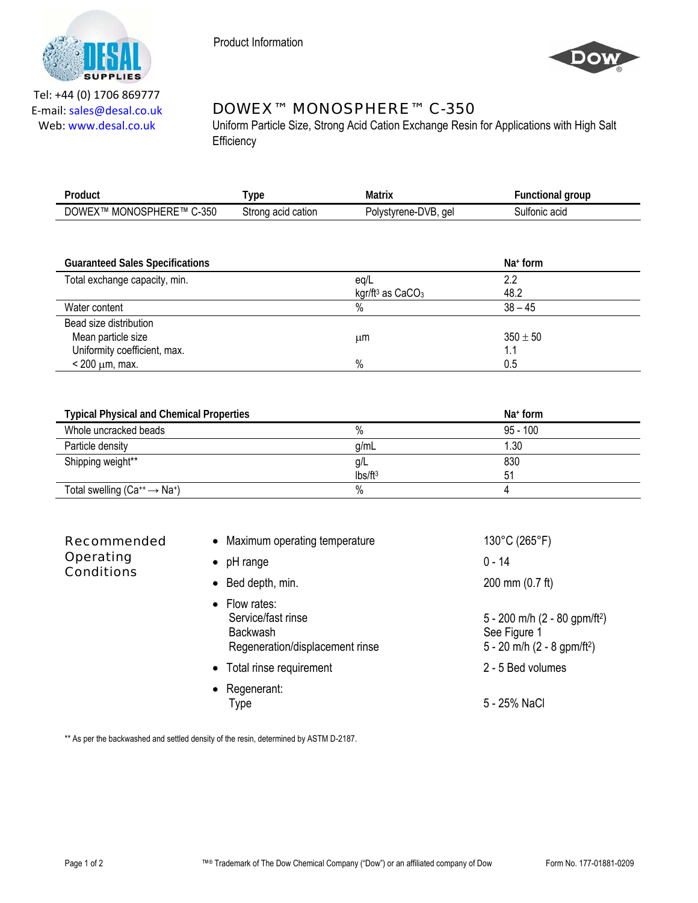Tel: +44 (0) 1706 869777
E-mail: sales@desal.co.uk
Web: www.desal.co.uk

Product Information

# DOWEX™ MONOSPHERE™ C-350

Uniform Particle Size, Strong Acid Cation Exchange Resin for Applications with High Salt Efficiency

| Product | Type | Matrix | Functional group |
|---|---|---|---|
| DOWEX™ MONOSPHERE™ C-350 | Strong acid cation | Polystyrene-DVB, gel | Sulfonic acid |

| Guaranteed Sales Specifications | | $Na^+$ form |
|---|---|---|
| Total exchange capacity, min. | eq/L | 2.2 |
| | kgr/ft³ as $CaCO_3$ | 48.2 |
| Water content | % | 38 – 45 |
| Bead size distribution | | |
| Mean particle size | µm | 350 ± 50 |
| Uniformity coefficient, max. | | 1.1 |
| < 200 µm, max. | % | 0.5 |

| Typical Physical and Chemical Properties | | $Na^+$ form |
|---|---|---|
| Whole uncracked beads | % | 95 - 100 |
| Particle density | g/mL | 1.30 |
| Shipping weight** | g/L | 830 |
| | lbs/ft³ | 51 |
| Total swelling ($Ca^{++} \rightarrow Na^+$) | % | 4 |

## Recommended Operating Conditions

| | |
|---|---|
| • Maximum operating temperature | 130°C (265°F) |
| • pH range | 0 - 14 |
| • Bed depth, min. | 200 mm (0.7 ft) |
| • Flow rates: | |
| Service/fast rinse | 5 - 200 m/h (2 - 80 gpm/ft²) |
| Backwash | See Figure 1 |
| Regeneration/displacement rinse | 5 - 20 m/h (2 - 8 gpm/ft²) |
| • Total rinse requirement | 2 - 5 Bed volumes |
| • Regenerant: | |
| Type | 5 - 25% NaCl |

** As per the backwashed and settled density of the resin, determined by ASTM D-2187.

™® Trademark of The Dow Chemical Company ("Dow") or an affiliated company of Dow

Form No. 177-01881-0209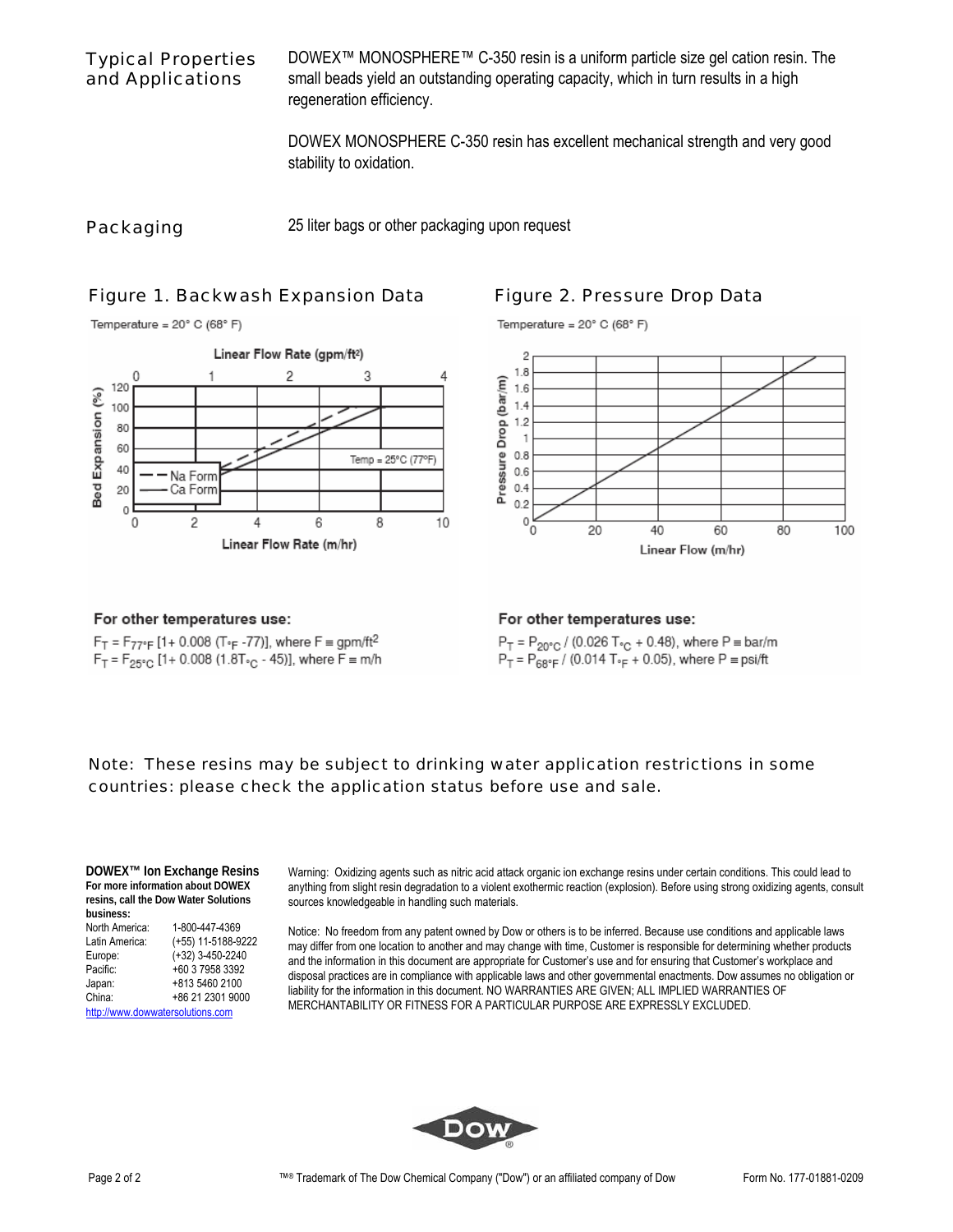## Typical Properties and Applications

DOWEX™ MONOSPHERE™ C-350 resin is a uniform particle size gel cation resin. The small beads yield an outstanding operating capacity, which in turn results in a high regeneration efficiency.

DOWEX MONOSPHERE C-350 resin has excellent mechanical strength and very good stability to oxidation.

## Packaging

25 liter bags or other packaging upon request

## Figure 1. Backwash Expansion Data

Temperature = 20° C (68° F)

Linear Flow Rate (gpm/ft²)

0 1 2 3 4

Bed Expansion (%)

120 100 80 60 40 20 0

Temp = 25°C (77°F)

Na Form

Ca Form

0 2 4 6 8 10

Linear Flow Rate (m/hr)

**For other temperatures use:**

$F_T = F_{77°F} [1 + 0.008 (T_{°F} - 77)]$, where $F \equiv$ gpm/ft²

$F_T = F_{25°C} [1 + 0.008 (1.8T_{°C} - 45)]$, where $F \equiv$ m/h

## Figure 2. Pressure Drop Data

Temperature = 20° C (68° F)

Pressure Drop (bar/m)

2 1.8 1.6 1.4 1.2 1 0.8 0.6 0.4 0.2 0

0 20 40 60 80 100

Linear Flow (m/hr)

**For other temperatures use:**

$P_T = P_{20°C} / (0.026\, T_{°C} + 0.48)$, where $P \equiv$ bar/m

$P_T = P_{68°F} / (0.014\, T_{°F} + 0.05)$, where $P \equiv$ psi/ft

Note: These resins may be subject to drinking water application restrictions in some countries: please check the application status before use and sale.

**DOWEX™ Ion Exchange Resins**
**For more information about DOWEX resins, call the Dow Water Solutions business:**

| | |
|---|---|
| North America: | 1-800-447-4369 |
| Latin America: | (+55) 11-5188-9222 |
| Europe: | (+32) 3-450-2240 |
| Pacific: | +60 3 7958 3392 |
| Japan: | +813 5460 2100 |
| China: | +86 21 2301 9000 |

http://www.dowwatersolutions.com

Warning: Oxidizing agents such as nitric acid attack organic ion exchange resins under certain conditions. This could lead to anything from slight resin degradation to a violent exothermic reaction (explosion). Before using strong oxidizing agents, consult sources knowledgeable in handling such materials.

Notice: No freedom from any patent owned by Dow or others is to be inferred. Because use conditions and applicable laws may differ from one location to another and may change with time, Customer is responsible for determining whether products and the information in this document are appropriate for Customer's use and for ensuring that Customer's workplace and disposal practices are in compliance with applicable laws and other governmental enactments. Dow assumes no obligation or liability for the information in this document. NO WARRANTIES ARE GIVEN; ALL IMPLIED WARRANTIES OF MERCHANTABILITY OR FITNESS FOR A PARTICULAR PURPOSE ARE EXPRESSLY EXCLUDED.

™® Trademark of The Dow Chemical Company ("Dow") or an affiliated company of Dow

Form No. 177-01881-0209